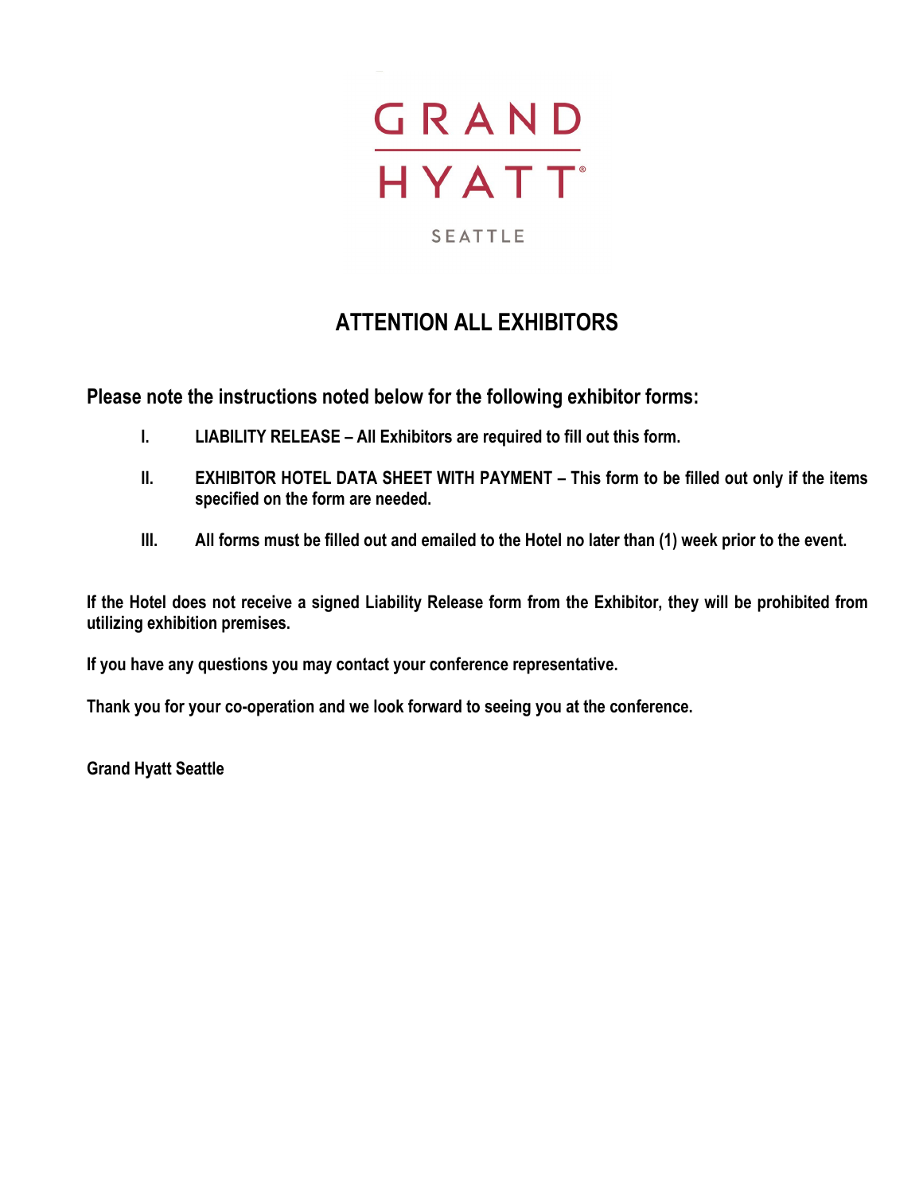# GRAND HYATT

SEATTLE

## ATTENTION ALL EXHIBITORS

**Please note the instructions noted below for the following exhibitor forms:**

- **I. LIABILITY RELEASE – All Exhibitors are required to fill out this form.**
- **II. EXHIBITOR HOTEL DATA SHEET WITH PAYMENT – This form to be filled out only if the items specified on the form are needed.**
- **III. All forms must be filled out and emailed to the Hotel no later than (1) week prior to the event.**

**If the Hotel does not receive a signed Liability Release form from the Exhibitor, they will be prohibited from utilizing exhibition premises.**

**If you have any questions you may contact your conference representative.**

**Thank you for your co-operation and we look forward to seeing you at the conference.**

**Grand Hyatt Seattle**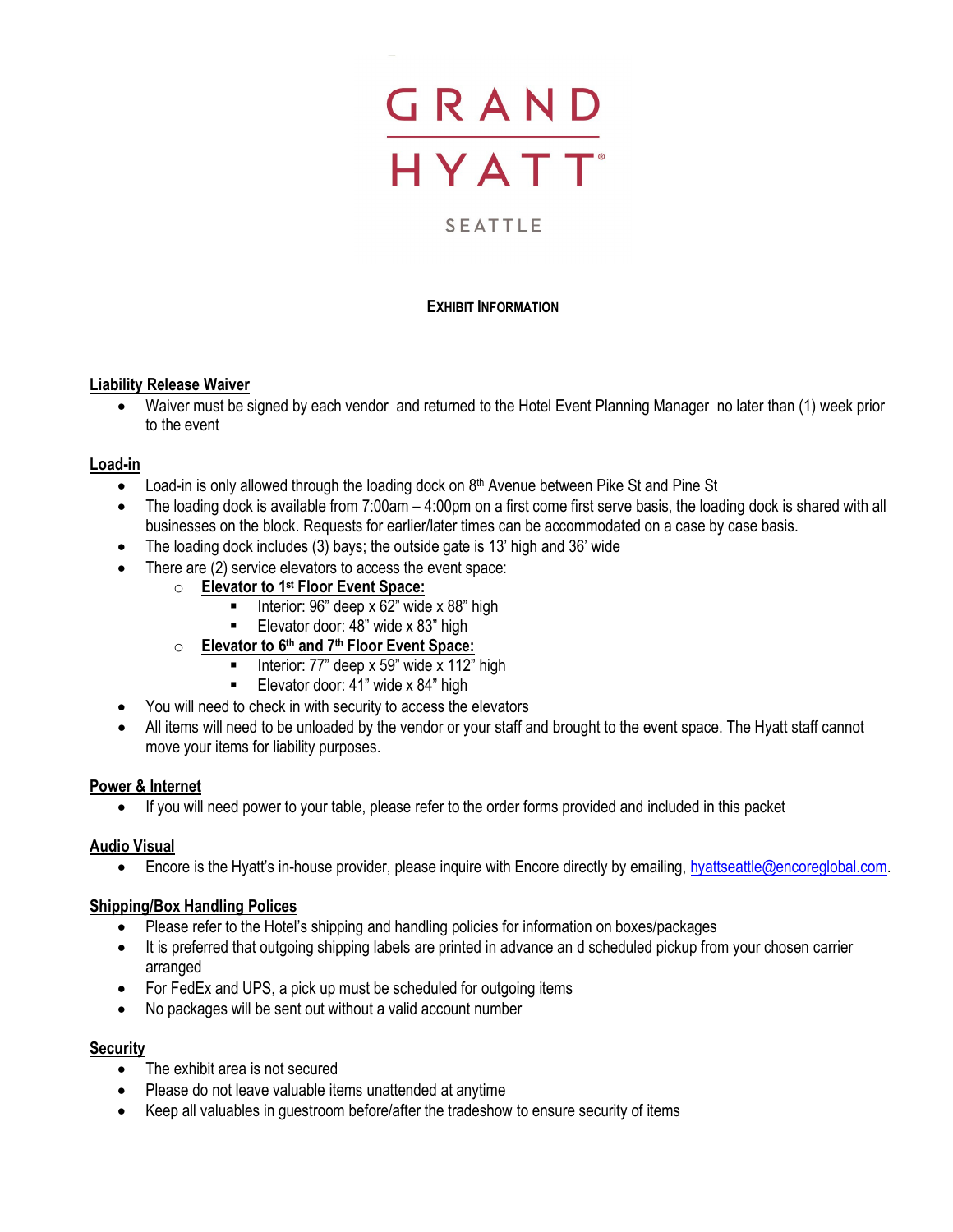# GRAND HYATT

SEATTLE

## EXHIBIT INFORMATION

### Liability Release Waiver

- Waiver must be signed by each vendor and returned to the Hotel Event Planning Manager no later than (1) week prior to the event

### Load-in

- Load-in is only allowed through the loading dock on 8th Avenue between Pike St and Pine St
- The loading dock is available from 7:00am – 4:00pm on a first come first serve basis, the loading dock is shared with all businesses on the block. Requests for earlier/later times can be accommodated on a case by case basis.
- The loading dock includes (3) bays; the outside gate is 13' high and 36' wide
- There are (2) service elevators to access the event space:
  - **Elevator to 1st Floor Event Space:**
    - Interior: 96" deep x 62" wide x 88" high
    - Elevator door: 48" wide x 83" high
  - **Elevator to 6th and 7th Floor Event Space:**
    - Interior: 77" deep x 59" wide x 112" high
    - Elevator door: 41" wide x 84" high
- You will need to check in with security to access the elevators
- All items will need to be unloaded by the vendor or your staff and brought to the event space. The Hyatt staff cannot move your items for liability purposes.

### Power & Internet

- If you will need power to your table, please refer to the order forms provided and included in this packet

### Audio Visual

- Encore is the Hyatt's in-house provider, please inquire with Encore directly by emailing, hyattseattle@encoreglobal.com.

### Shipping/Box Handling Polices

- Please refer to the Hotel's shipping and handling policies for information on boxes/packages
- It is preferred that outgoing shipping labels are printed in advance an d scheduled pickup from your chosen carrier arranged
- For FedEx and UPS, a pick up must be scheduled for outgoing items
- No packages will be sent out without a valid account number

### Security

- The exhibit area is not secured
- Please do not leave valuable items unattended at anytime
- Keep all valuables in guestroom before/after the tradeshow to ensure security of items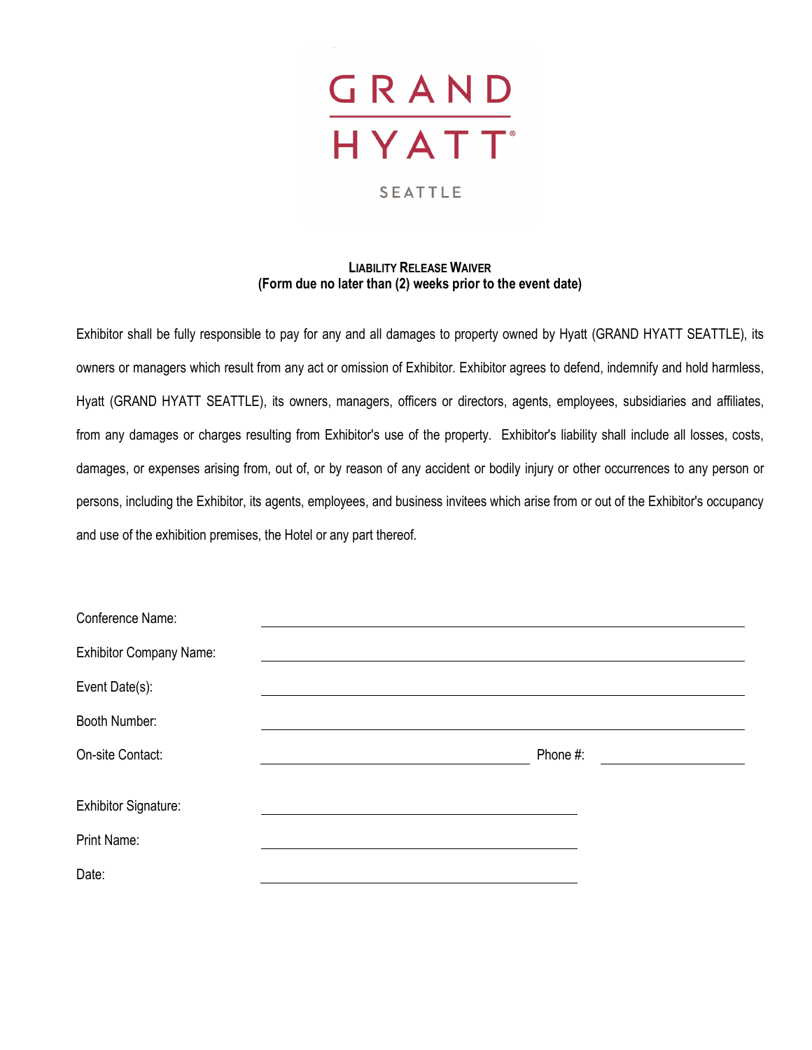GRAND HYATT

SEATTLE

**LIABILITY RELEASE WAIVER**
**(Form due no later than (2) weeks prior to the event date)**

Exhibitor shall be fully responsible to pay for any and all damages to property owned by Hyatt (GRAND HYATT SEATTLE), its owners or managers which result from any act or omission of Exhibitor. Exhibitor agrees to defend, indemnify and hold harmless, Hyatt (GRAND HYATT SEATTLE), its owners, managers, officers or directors, agents, employees, subsidiaries and affiliates, from any damages or charges resulting from Exhibitor's use of the property. Exhibitor's liability shall include all losses, costs, damages, or expenses arising from, out of, or by reason of any accident or bodily injury or other occurrences to any person or persons, including the Exhibitor, its agents, employees, and business invitees which arise from or out of the Exhibitor's occupancy and use of the exhibition premises, the Hotel or any part thereof.

Conference Name: ______________________________

Exhibitor Company Name: ______________________________

Event Date(s): ______________________________

Booth Number: ______________________________

On-site Contact: ____________________ Phone #: ____________

Exhibitor Signature: ______________________________

Print Name: ______________________________

Date: ______________________________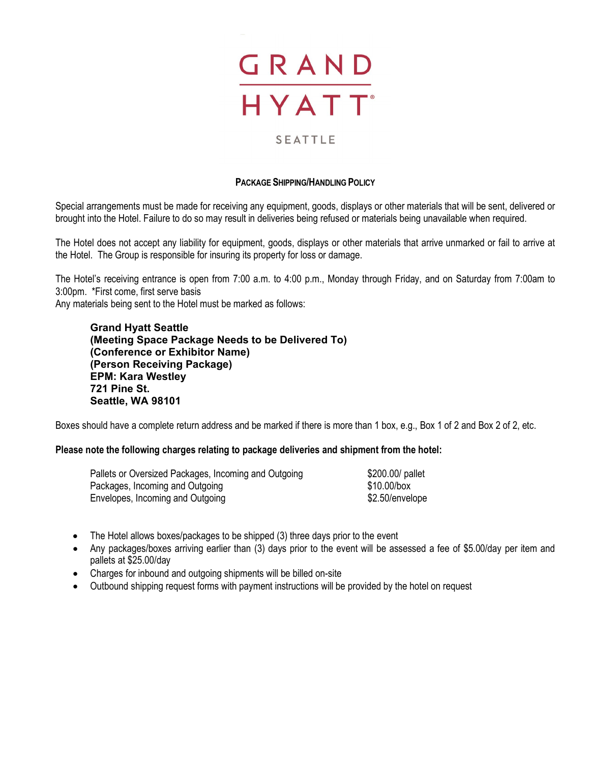# GRAND HYATT

SEATTLE

## PACKAGE SHIPPING/HANDLING POLICY

Special arrangements must be made for receiving any equipment, goods, displays or other materials that will be sent, delivered or brought into the Hotel. Failure to do so may result in deliveries being refused or materials being unavailable when required.

The Hotel does not accept any liability for equipment, goods, displays or other materials that arrive unmarked or fail to arrive at the Hotel. The Group is responsible for insuring its property for loss or damage.

The Hotel's receiving entrance is open from 7:00 a.m. to 4:00 p.m., Monday through Friday, and on Saturday from 7:00am to 3:00pm. *First come, first serve basis
Any materials being sent to the Hotel must be marked as follows:

**Grand Hyatt Seattle**
**(Meeting Space Package Needs to be Delivered To)**
**(Conference or Exhibitor Name)**
**(Person Receiving Package)**
**EPM: Kara Westley**
**721 Pine St.**
**Seattle, WA 98101**

Boxes should have a complete return address and be marked if there is more than 1 box, e.g., Box 1 of 2 and Box 2 of 2, etc.

**Please note the following charges relating to package deliveries and shipment from the hotel:**

| | |
|---|---|
| Pallets or Oversized Packages, Incoming and Outgoing | $200.00/ pallet |
| Packages, Incoming and Outgoing | $10.00/box |
| Envelopes, Incoming and Outgoing | $2.50/envelope |

- The Hotel allows boxes/packages to be shipped (3) three days prior to the event
- Any packages/boxes arriving earlier than (3) days prior to the event will be assessed a fee of $5.00/day per item and pallets at $25.00/day
- Charges for inbound and outgoing shipments will be billed on-site
- Outbound shipping request forms with payment instructions will be provided by the hotel on request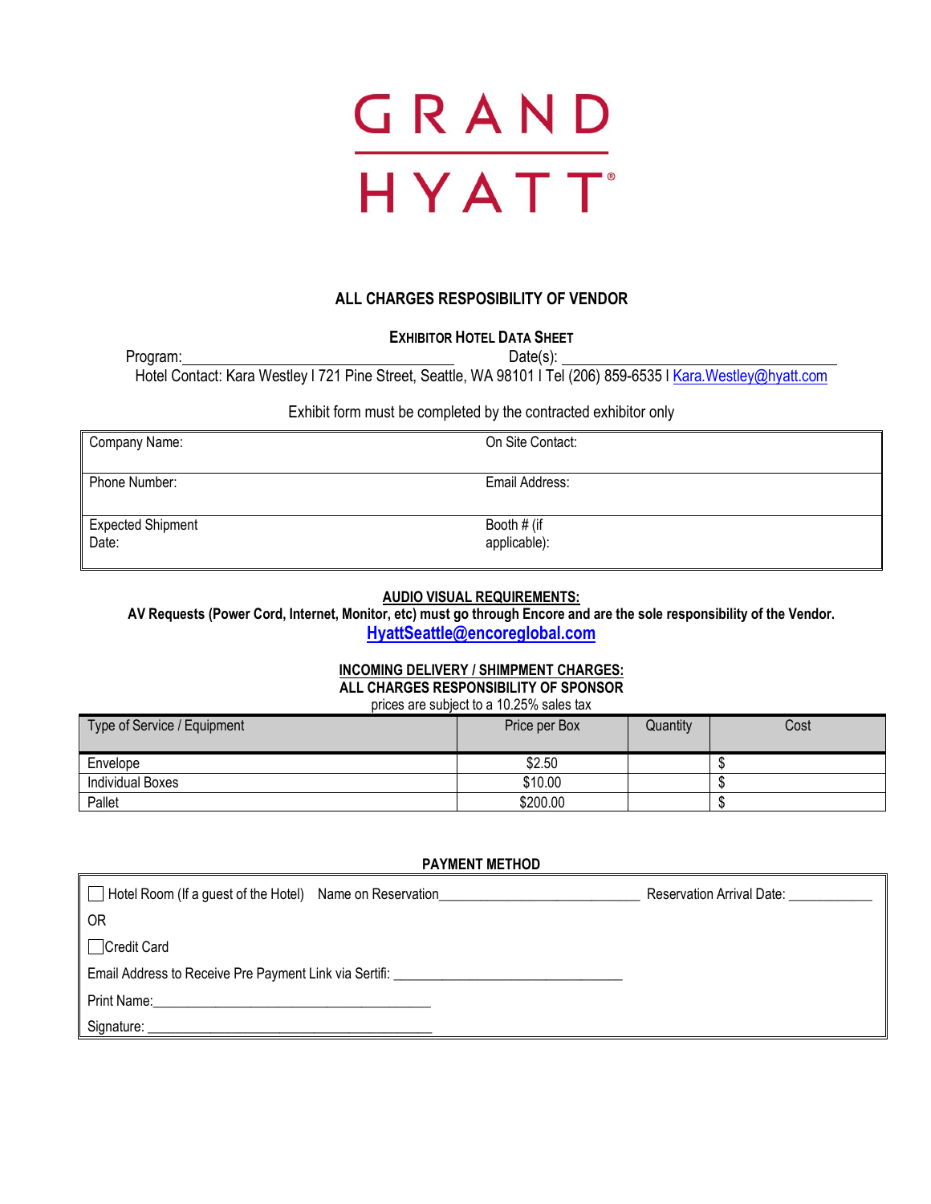# GRAND HYATT

**ALL CHARGES RESPOSIBILITY OF VENDOR**

**EXHIBITOR HOTEL DATA SHEET**

Program:______________________________ Date(s): ______________________________

Hotel Contact: Kara Westley I 721 Pine Street, Seattle, WA 98101 I Tel (206) 859-6535 I Kara.Westley@hyatt.com

Exhibit form must be completed by the contracted exhibitor only

| | |
|---|---|
| Company Name: | On Site Contact: |
| Phone Number: | Email Address: |
| Expected Shipment Date: | Booth # (if applicable): |

**AUDIO VISUAL REQUIREMENTS:**

**AV Requests (Power Cord, Internet, Monitor, etc) must go through Encore and are the sole responsibility of the Vendor.**

**HyattSeattle@encoreglobal.com**

**INCOMING DELIVERY / SHIMPMENT CHARGES:**

**ALL CHARGES RESPONSIBILITY OF SPONSOR**

prices are subject to a 10.25% sales tax

| Type of Service / Equipment | Price per Box | Quantity | Cost |
|---|---|---|---|
| Envelope | $2.50 | | $ |
| Individual Boxes | $10.00 | | $ |
| Pallet | $200.00 | | $ |

**PAYMENT METHOD**

☐ Hotel Room (If a guest of the Hotel) Name on Reservation____________________________ Reservation Arrival Date: ____________

OR

☐ Credit Card

Email Address to Receive Pre Payment Link via Sertifi: ________________________________

Print Name:________________________________________

Signature: ________________________________________